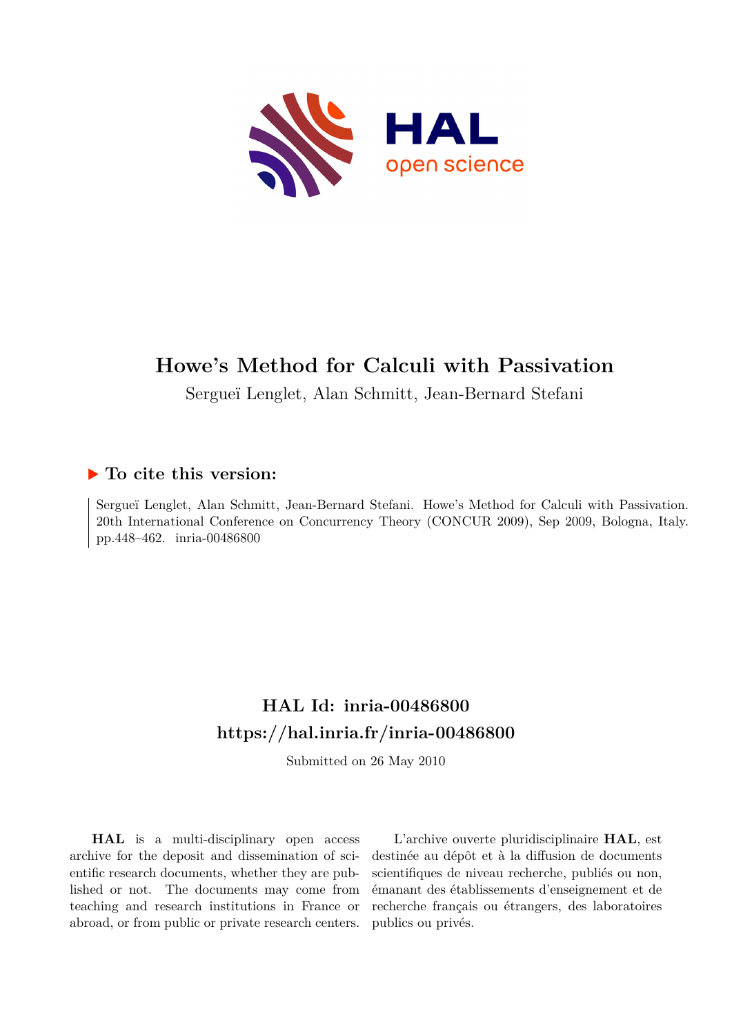# Howe's Method for Calculi with Passivation

Sergueï Lenglet, Alan Schmitt, Jean-Bernard Stefani

## ▶ To cite this version:

Sergueï Lenglet, Alan Schmitt, Jean-Bernard Stefani. Howe's Method for Calculi with Passivation. 20th International Conference on Concurrency Theory (CONCUR 2009), Sep 2009, Bologna, Italy. pp.448–462. inria-00486800

## HAL Id: inria-00486800
## https://hal.inria.fr/inria-00486800

Submitted on 26 May 2010

**HAL** is a multi-disciplinary open access archive for the deposit and dissemination of scientific research documents, whether they are published or not. The documents may come from teaching and research institutions in France or abroad, or from public or private research centers.

L'archive ouverte pluridisciplinaire **HAL**, est destinée au dépôt et à la diffusion de documents scientifiques de niveau recherche, publiés ou non, émanant des établissements d'enseignement et de recherche français ou étrangers, des laboratoires publics ou privés.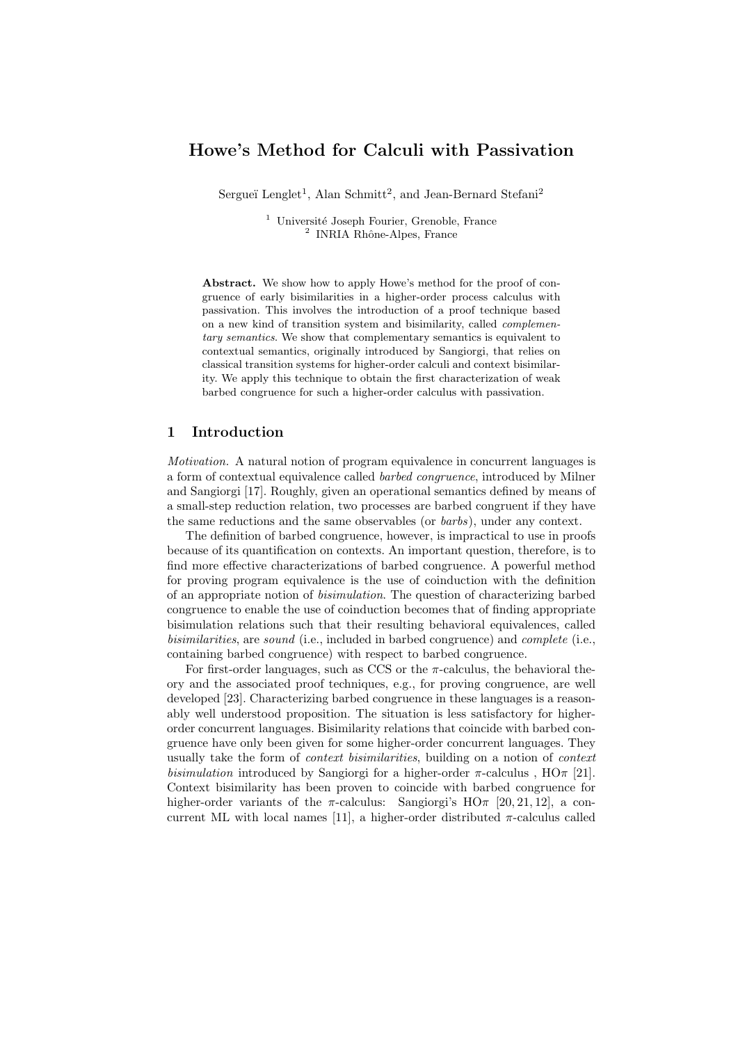# Howe's Method for Calculi with Passivation

Sergueï Lenglet[1], Alan Schmitt[2], and Jean-Bernard Stefani[2]

[1] Université Joseph Fourier, Grenoble, France
[2] INRIA Rhône-Alpes, France

**Abstract.** We show how to apply Howe's method for the proof of congruence of early bisimilarities in a higher-order process calculus with passivation. This involves the introduction of a proof technique based on a new kind of transition system and bisimilarity, called *complementary semantics*. We show that complementary semantics is equivalent to contextual semantics, originally introduced by Sangiorgi, that relies on classical transition systems for higher-order calculi and context bisimilarity. We apply this technique to obtain the first characterization of weak barbed congruence for such a higher-order calculus with passivation.

## 1 Introduction

*Motivation.* A natural notion of program equivalence in concurrent languages is a form of contextual equivalence called *barbed congruence*, introduced by Milner and Sangiorgi [17]. Roughly, given an operational semantics defined by means of a small-step reduction relation, two processes are barbed congruent if they have the same reductions and the same observables (or *barbs*), under any context.

The definition of barbed congruence, however, is impractical to use in proofs because of its quantification on contexts. An important question, therefore, is to find more effective characterizations of barbed congruence. A powerful method for proving program equivalence is the use of coinduction with the definition of an appropriate notion of *bisimulation*. The question of characterizing barbed congruence to enable the use of coinduction becomes that of finding appropriate bisimulation relations such that their resulting behavioral equivalences, called *bisimilarities*, are *sound* (i.e., included in barbed congruence) and *complete* (i.e., containing barbed congruence) with respect to barbed congruence.

For first-order languages, such as CCS or the $\pi$-calculus, the behavioral theory and the associated proof techniques, e.g., for proving congruence, are well developed [23]. Characterizing barbed congruence in these languages is a reasonably well understood proposition. The situation is less satisfactory for higher-order concurrent languages. Bisimilarity relations that coincide with barbed congruence have only been given for some higher-order concurrent languages. They usually take the form of *context bisimilarities*, building on a notion of *context bisimulation* introduced by Sangiorgi for a higher-order $\pi$-calculus , HO$\pi$ [21]. Context bisimilarity has been proven to coincide with barbed congruence for higher-order variants of the $\pi$-calculus: Sangiorgi's HO$\pi$ [20, 21, 12], a concurrent ML with local names [11], a higher-order distributed $\pi$-calculus called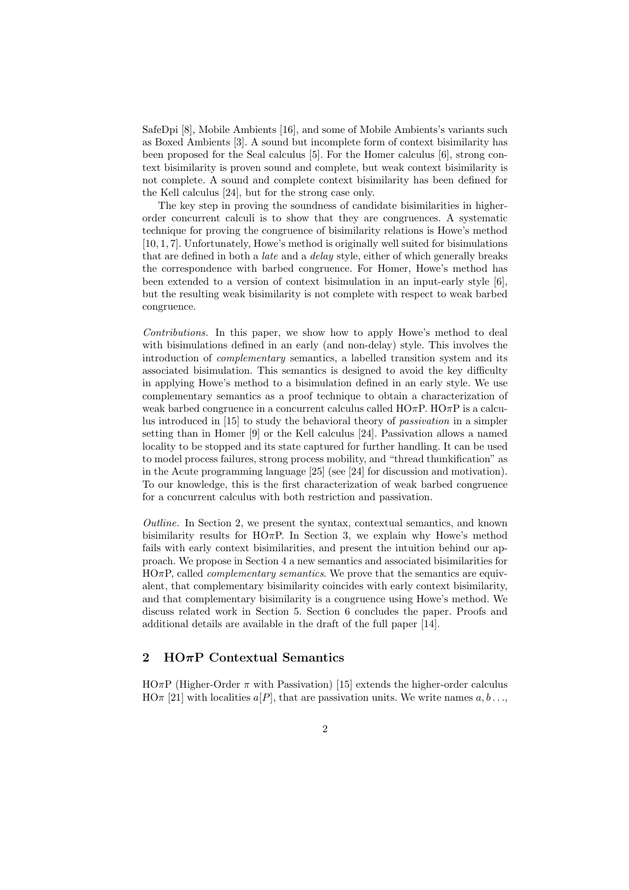SafeDpi [8], Mobile Ambients [16], and some of Mobile Ambients's variants such as Boxed Ambients [3]. A sound but incomplete form of context bisimilarity has been proposed for the Seal calculus [5]. For the Homer calculus [6], strong context bisimilarity is proven sound and complete, but weak context bisimilarity is not complete. A sound and complete context bisimilarity has been defined for the Kell calculus [24], but for the strong case only.

The key step in proving the soundness of candidate bisimilarities in higher-order concurrent calculi is to show that they are congruences. A systematic technique for proving the congruence of bisimilarity relations is Howe's method [10, 1, 7]. Unfortunately, Howe's method is originally well suited for bisimulations that are defined in both a *late* and a *delay* style, either of which generally breaks the correspondence with barbed congruence. For Homer, Howe's method has been extended to a version of context bisimulation in an input-early style [6], but the resulting weak bisimilarity is not complete with respect to weak barbed congruence.

*Contributions.* In this paper, we show how to apply Howe's method to deal with bisimulations defined in an early (and non-delay) style. This involves the introduction of *complementary* semantics, a labelled transition system and its associated bisimulation. This semantics is designed to avoid the key difficulty in applying Howe's method to a bisimulation defined in an early style. We use complementary semantics as a proof technique to obtain a characterization of weak barbed congruence in a concurrent calculus called HO$\pi$P. HO$\pi$P is a calculus introduced in [15] to study the behavioral theory of *passivation* in a simpler setting than in Homer [9] or the Kell calculus [24]. Passivation allows a named locality to be stopped and its state captured for further handling. It can be used to model process failures, strong process mobility, and "thread thunkification" as in the Acute programming language [25] (see [24] for discussion and motivation). To our knowledge, this is the first characterization of weak barbed congruence for a concurrent calculus with both restriction and passivation.

*Outline.* In Section 2, we present the syntax, contextual semantics, and known bisimilarity results for HO$\pi$P. In Section 3, we explain why Howe's method fails with early context bisimilarities, and present the intuition behind our approach. We propose in Section 4 a new semantics and associated bisimilarities for HO$\pi$P, called *complementary semantics*. We prove that the semantics are equivalent, that complementary bisimilarity coincides with early context bisimilarity, and that complementary bisimilarity is a congruence using Howe's method. We discuss related work in Section 5. Section 6 concludes the paper. Proofs and additional details are available in the draft of the full paper [14].

## 2 HO$\pi$P Contextual Semantics

HO$\pi$P (Higher-Order $\pi$ with Passivation) [15] extends the higher-order calculus HO$\pi$ [21] with localities $a[P]$, that are passivation units. We write names $a, b \ldots$,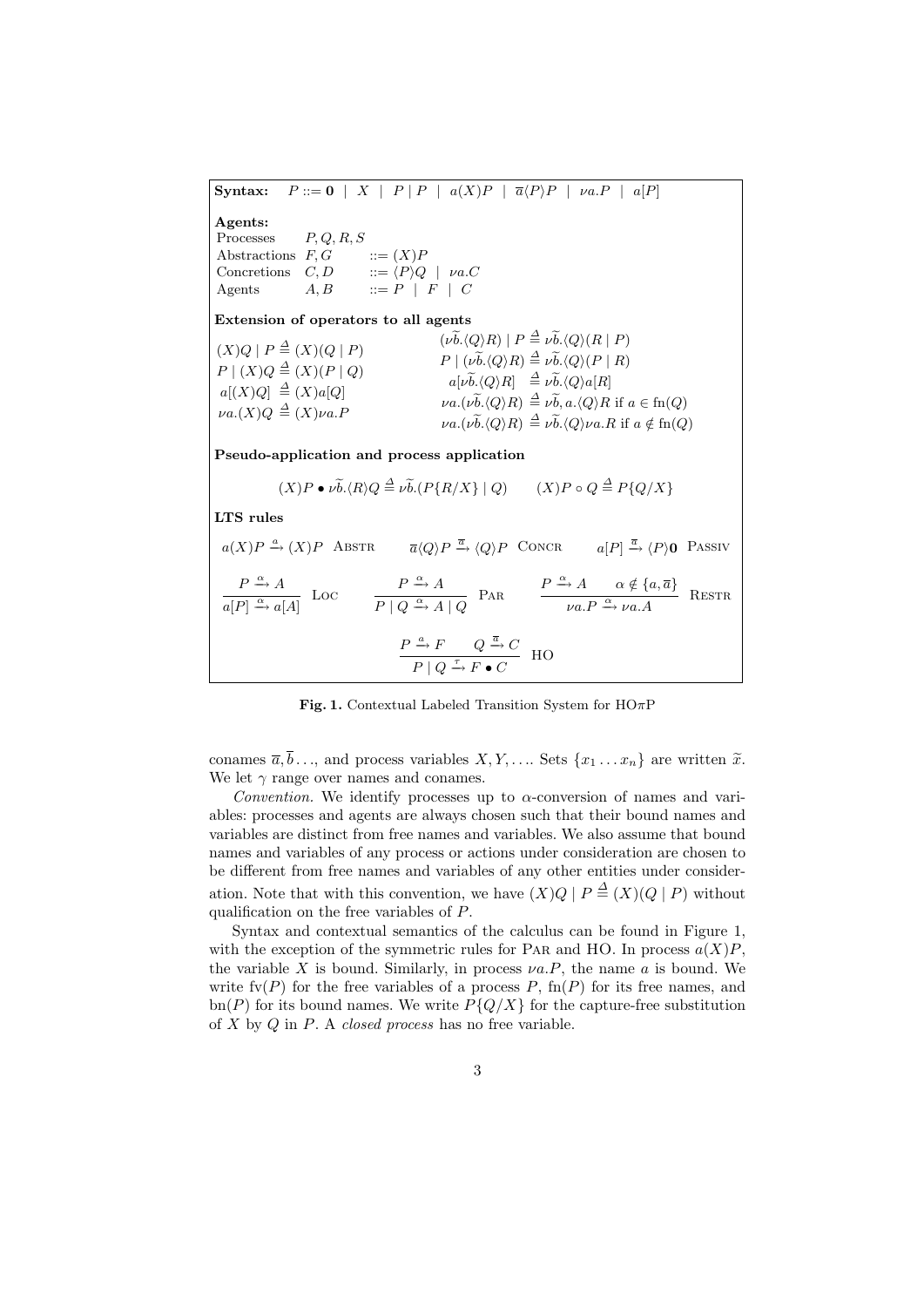**Syntax:** $\quad P ::= \mathbf{0} \;\mid\; X \;\mid\; P \mid P \;\mid\; a(X)P \;\mid\; \overline{a}\langle P\rangle P \;\mid\; \nu a.P \;\mid\; a[P]$

**Agents:**

| | | |
|---|---|---|
| Processes | $P, Q, R, S$ | |
| Abstractions | $F, G$ | $::= (X)P$ |
| Concretions | $C, D$ | $::= \langle P\rangle Q \;\mid\; \nu a.C$ |
| Agents | $A, B$ | $::= P \;\mid\; F \;\mid\; C$ |

**Extension of operators to all agents**

$$(X)Q \mid P \triangleq (X)(Q \mid P)$$
$$P \mid (X)Q \triangleq (X)(P \mid Q)$$
$$a[(X)Q] \triangleq (X)a[Q]$$
$$\nu a.(X)Q \triangleq (X)\nu a.P$$

$$(\nu\widetilde{b}.\langle Q\rangle R) \mid P \triangleq \nu\widetilde{b}.\langle Q\rangle(R \mid P)$$
$$P \mid (\nu\widetilde{b}.\langle Q\rangle R) \triangleq \nu\widetilde{b}.\langle Q\rangle(P \mid R)$$
$$a[\nu\widetilde{b}.\langle Q\rangle R] \triangleq \nu\widetilde{b}.\langle Q\rangle a[R]$$
$$\nu a.(\nu\widetilde{b}.\langle Q\rangle R) \triangleq \nu\widetilde{b}, a.\langle Q\rangle R \text{ if } a \in \mathrm{fn}(Q)$$
$$\nu a.(\nu\widetilde{b}.\langle Q\rangle R) \triangleq \nu\widetilde{b}.\langle Q\rangle \nu a.R \text{ if } a \notin \mathrm{fn}(Q)$$

**Pseudo-application and process application**

$$(X)P \bullet \nu\widetilde{b}.\langle R\rangle Q \triangleq \nu\widetilde{b}.(P\{R/X\} \mid Q) \qquad (X)P \circ Q \triangleq P\{Q/X\}$$

**LTS rules**

$$a(X)P \xrightarrow{a} (X)P \;\; \text{ABSTR} \qquad \overline{a}\langle Q\rangle P \xrightarrow{\overline{a}} \langle Q\rangle P \;\; \text{CONCR} \qquad a[P] \xrightarrow{\overline{a}} \langle P\rangle\mathbf{0} \;\; \text{PASSIV}$$

$$\frac{P \xrightarrow{\alpha} A}{a[P] \xrightarrow{\alpha} a[A]} \;\text{LOC} \qquad \frac{P \xrightarrow{\alpha} A}{P \mid Q \xrightarrow{\alpha} A \mid Q} \;\text{PAR} \qquad \frac{P \xrightarrow{\alpha} A \quad \alpha \notin \{a, \overline{a}\}}{\nu a.P \xrightarrow{\alpha} \nu a.A} \;\text{RESTR}$$

$$\frac{P \xrightarrow{a} F \qquad Q \xrightarrow{\overline{a}} C}{P \mid Q \xrightarrow{\tau} F \bullet C} \;\text{HO}$$

**Fig. 1.** Contextual Labeled Transition System for HO$\pi$P

conames $\overline{a}, \overline{b} \ldots$, and process variables $X, Y, \ldots$. Sets $\{x_1 \ldots x_n\}$ are written $\widetilde{x}$. We let $\gamma$ range over names and conames.

*Convention.* We identify processes up to $\alpha$-conversion of names and variables: processes and agents are always chosen such that their bound names and variables are distinct from free names and variables. We also assume that bound names and variables of any process or actions under consideration are chosen to be different from free names and variables of any other entities under consideration. Note that with this convention, we have $(X)Q \mid P \triangleq (X)(Q \mid P)$ without qualification on the free variables of $P$.

Syntax and contextual semantics of the calculus can be found in Figure 1, with the exception of the symmetric rules for PAR and HO. In process $a(X)P$, the variable $X$ is bound. Similarly, in process $\nu a.P$, the name $a$ is bound. We write $\mathrm{fv}(P)$ for the free variables of a process $P$, $\mathrm{fn}(P)$ for its free names, and $\mathrm{bn}(P)$ for its bound names. We write $P\{Q/X\}$ for the capture-free substitution of $X$ by $Q$ in $P$. A *closed process* has no free variable.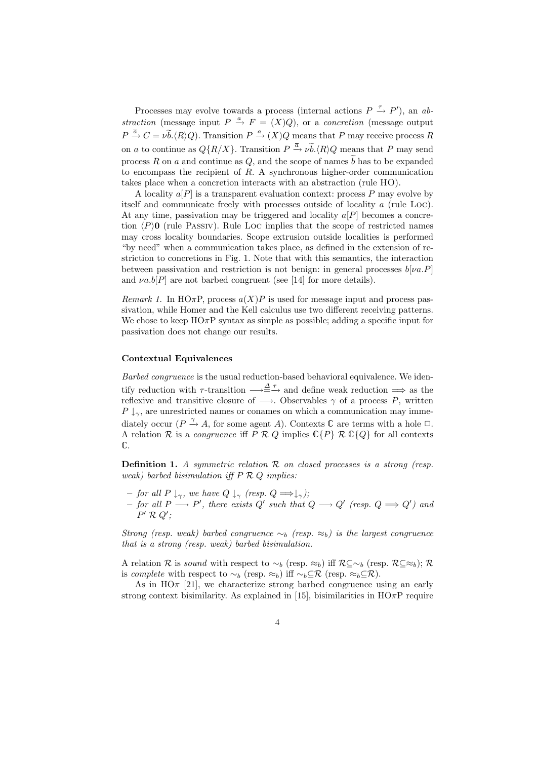Processes may evolve towards a process (internal actions $P \xrightarrow{\tau} P'$), an *abstraction* (message input $P \xrightarrow{a} F = (X)Q$), or a *concretion* (message output $P \xrightarrow{\overline{a}} C = \nu\widetilde{b}.\langle R\rangle Q$). Transition $P \xrightarrow{a} (X)Q$ means that $P$ may receive process $R$ on $a$ to continue as $Q\{R/X\}$. Transition $P \xrightarrow{\overline{a}} \nu\widetilde{b}.\langle R\rangle Q$ means that $P$ may send process $R$ on $a$ and continue as $Q$, and the scope of names $\widetilde{b}$ has to be expanded to encompass the recipient of $R$. A synchronous higher-order communication takes place when a concretion interacts with an abstraction (rule HO).

A locality $a[P]$ is a transparent evaluation context: process $P$ may evolve by itself and communicate freely with processes outside of locality $a$ (rule Loc). At any time, passivation may be triggered and locality $a[P]$ becomes a concretion $\langle P\rangle\mathbf{0}$ (rule Passiv). Rule Loc implies that the scope of restricted names may cross locality boundaries. Scope extrusion outside localities is performed "by need" when a communication takes place, as defined in the extension of restriction to concretions in Fig. 1. Note that with this semantics, the interaction between passivation and restriction is not benign: in general processes $b[\nu a.P]$ and $\nu a.b[P]$ are not barbed congruent (see [14] for more details).

*Remark 1.* In HO$\pi$P, process $a(X)P$ is used for message input and process passivation, while Homer and the Kell calculus use two different receiving patterns. We chose to keep HO$\pi$P syntax as simple as possible; adding a specific input for passivation does not change our results.

**Contextual Equivalences**

*Barbed congruence* is the usual reduction-based behavioral equivalence. We identify reduction with $\tau$-transition $\longrightarrow \stackrel{\Delta}{=} \xrightarrow{\tau}$ and define weak reduction $\Longrightarrow$ as the reflexive and transitive closure of $\longrightarrow$. Observables $\gamma$ of a process $P$, written $P\downarrow_\gamma$, are unrestricted names or conames on which a communication may immediately occur ($P \xrightarrow{\gamma} A$, for some agent $A$). Contexts $\mathbb{C}$ are terms with a hole $\Box$. A relation $\mathcal{R}$ is a *congruence* iff $P \mathrel{\mathcal{R}} Q$ implies $\mathbb{C}\{P\} \mathrel{\mathcal{R}} \mathbb{C}\{Q\}$ for all contexts $\mathbb{C}$.

**Definition 1.** *A symmetric relation $\mathcal{R}$ on closed processes is a strong (resp. weak) barbed bisimulation iff $P \mathrel{\mathcal{R}} Q$ implies:*

- *for all $P\downarrow_\gamma$, we have $Q\downarrow_\gamma$ (resp. $Q \Longrightarrow\downarrow_\gamma$);*
- *for all $P \longrightarrow P'$, there exists $Q'$ such that $Q \longrightarrow Q'$ (resp. $Q \Longrightarrow Q'$) and $P' \mathrel{\mathcal{R}} Q'$;*

*Strong (resp. weak) barbed congruence $\sim_b$ (resp. $\approx_b$) is the largest congruence that is a strong (resp. weak) barbed bisimulation.*

A relation $\mathcal{R}$ is *sound* with respect to $\sim_b$ (resp. $\approx_b$) iff $\mathcal{R} \subseteq \sim_b$ (resp. $\mathcal{R} \subseteq \approx_b$); $\mathcal{R}$ is *complete* with respect to $\sim_b$ (resp. $\approx_b$) iff $\sim_b \subseteq \mathcal{R}$ (resp. $\approx_b \subseteq \mathcal{R}$).

As in HO$\pi$ [21], we characterize strong barbed congruence using an early strong context bisimilarity. As explained in [15], bisimilarities in HO$\pi$P require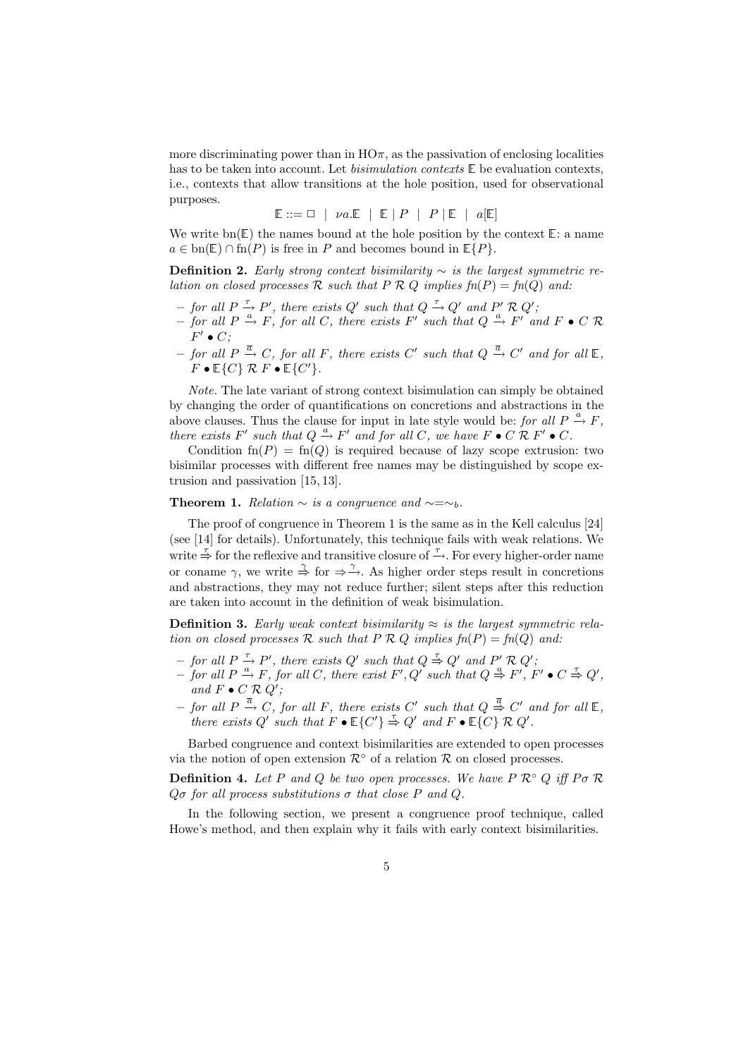more discriminating power than in HO$\pi$, as the passivation of enclosing localities has to be taken into account. Let *bisimulation contexts* $\mathbb{E}$ be evaluation contexts, i.e., contexts that allow transitions at the hole position, used for observational purposes.

$$\mathbb{E} ::= \square \ \mid \ \nu a.\mathbb{E} \ \mid \ \mathbb{E} \mid P \ \mid \ P \mid \mathbb{E} \ \mid \ a[\mathbb{E}]$$

We write $\text{bn}(\mathbb{E})$ the names bound at the hole position by the context $\mathbb{E}$: a name $a \in \text{bn}(\mathbb{E}) \cap \text{fn}(P)$ is free in $P$ and becomes bound in $\mathbb{E}\{P\}$.

**Definition 2.** *Early strong context bisimilarity $\sim$ is the largest symmetric relation on closed processes $\mathcal{R}$ such that $P \mathrel{\mathcal{R}} Q$ implies $fn(P) = fn(Q)$ and:*

- *for all $P \xrightarrow{\tau} P'$, there exists $Q'$ such that $Q \xrightarrow{\tau} Q'$ and $P' \mathrel{\mathcal{R}} Q'$;*
- *for all $P \xrightarrow{a} F$, for all $C$, there exists $F'$ such that $Q \xrightarrow{a} F'$ and $F \bullet C \mathrel{\mathcal{R}} F' \bullet C$;*
- *for all $P \xrightarrow{\overline{a}} C$, for all $F$, there exists $C'$ such that $Q \xrightarrow{\overline{a}} C'$ and for all $\mathbb{E}$, $F \bullet \mathbb{E}\{C\} \mathrel{\mathcal{R}} F \bullet \mathbb{E}\{C'\}$.*

*Note.* The late variant of strong context bisimulation can simply be obtained by changing the order of quantifications on concretions and abstractions in the above clauses. Thus the clause for input in late style would be: *for all $P \xrightarrow{a} F$, there exists $F'$ such that $Q \xrightarrow{a} F'$ and for all $C$, we have $F \bullet C \mathrel{\mathcal{R}} F' \bullet C$.*

Condition $\text{fn}(P) = \text{fn}(Q)$ is required because of lazy scope extrusion: two bisimilar processes with different free names may be distinguished by scope extrusion and passivation [15, 13].

**Theorem 1.** *Relation $\sim$ is a congruence and $\sim = \sim_b$.*

The proof of congruence in Theorem 1 is the same as in the Kell calculus [24] (see [14] for details). Unfortunately, this technique fails with weak relations. We write $\overset{\tau}{\Rightarrow}$ for the reflexive and transitive closure of $\xrightarrow{\tau}$. For every higher-order name or coname $\gamma$, we write $\overset{\gamma}{\Rightarrow}$ for $\Rightarrow\xrightarrow{\gamma}$. As higher order steps result in concretions and abstractions, they may not reduce further; silent steps after this reduction are taken into account in the definition of weak bisimulation.

**Definition 3.** *Early weak context bisimilarity $\approx$ is the largest symmetric relation on closed processes $\mathcal{R}$ such that $P \mathrel{\mathcal{R}} Q$ implies $fn(P) = fn(Q)$ and:*

- *for all $P \xrightarrow{\tau} P'$, there exists $Q'$ such that $Q \overset{\tau}{\Rightarrow} Q'$ and $P' \mathrel{\mathcal{R}} Q'$;*
- *for all $P \xrightarrow{a} F$, for all $C$, there exist $F', Q'$ such that $Q \overset{a}{\Rightarrow} F'$, $F' \bullet C \overset{\tau}{\Rightarrow} Q'$, and $F \bullet C \mathrel{\mathcal{R}} Q'$;*
- *for all $P \xrightarrow{\overline{a}} C$, for all $F$, there exists $C'$ such that $Q \overset{\overline{a}}{\Rightarrow} C'$ and for all $\mathbb{E}$, there exists $Q'$ such that $F \bullet \mathbb{E}\{C'\} \overset{\tau}{\Rightarrow} Q'$ and $F \bullet \mathbb{E}\{C\} \mathrel{\mathcal{R}} Q'$.*

Barbed congruence and context bisimilarities are extended to open processes via the notion of open extension $\mathcal{R}^\circ$ of a relation $\mathcal{R}$ on closed processes.

**Definition 4.** *Let $P$ and $Q$ be two open processes. We have $P \mathrel{\mathcal{R}^\circ} Q$ iff $P\sigma \mathrel{\mathcal{R}} Q\sigma$ for all process substitutions $\sigma$ that close $P$ and $Q$.*

In the following section, we present a congruence proof technique, called Howe's method, and then explain why it fails with early context bisimilarities.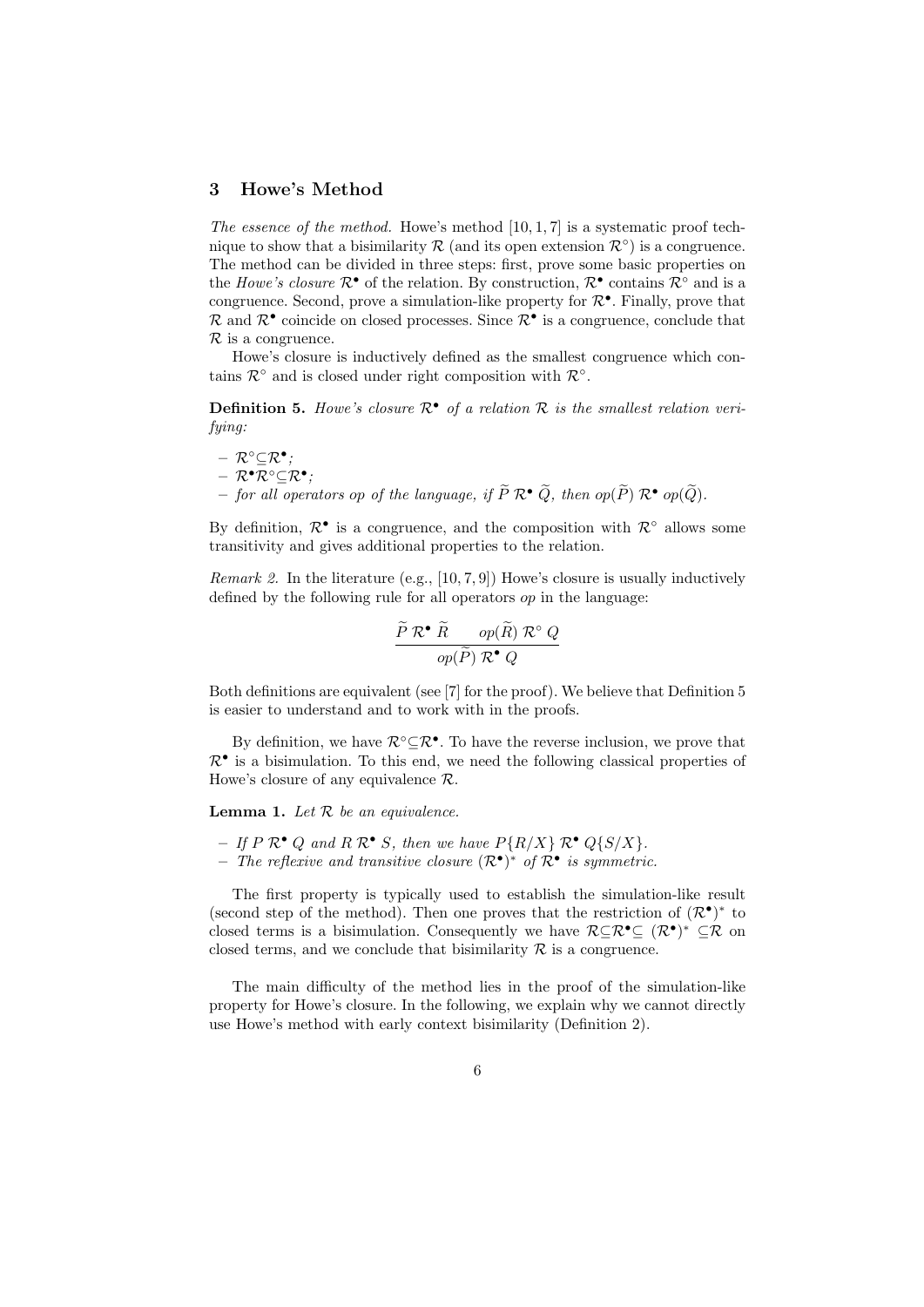## 3 Howe's Method

*The essence of the method.* Howe's method [10, 1, 7] is a systematic proof technique to show that a bisimilarity $\mathcal{R}$ (and its open extension $\mathcal{R}^\circ$) is a congruence. The method can be divided in three steps: first, prove some basic properties on the *Howe's closure* $\mathcal{R}^\bullet$ of the relation. By construction, $\mathcal{R}^\bullet$ contains $\mathcal{R}^\circ$ and is a congruence. Second, prove a simulation-like property for $\mathcal{R}^\bullet$. Finally, prove that $\mathcal{R}$ and $\mathcal{R}^\bullet$ coincide on closed processes. Since $\mathcal{R}^\bullet$ is a congruence, conclude that $\mathcal{R}$ is a congruence.

Howe's closure is inductively defined as the smallest congruence which contains $\mathcal{R}^\circ$ and is closed under right composition with $\mathcal{R}^\circ$.

**Definition 5.** *Howe's closure $\mathcal{R}^\bullet$ of a relation $\mathcal{R}$ is the smallest relation verifying:*

- $\mathcal{R}^\circ \subseteq \mathcal{R}^\bullet$*;*
- $\mathcal{R}^\bullet \mathcal{R}^\circ \subseteq \mathcal{R}^\bullet$*;*
- *for all operators op of the language, if $\widetilde{P}\ \mathcal{R}^\bullet\ \widetilde{Q}$, then $op(\widetilde{P})\ \mathcal{R}^\bullet\ op(\widetilde{Q})$.*

By definition, $\mathcal{R}^\bullet$ is a congruence, and the composition with $\mathcal{R}^\circ$ allows some transitivity and gives additional properties to the relation.

*Remark 2.* In the literature (e.g., [10, 7, 9]) Howe's closure is usually inductively defined by the following rule for all operators *op* in the language:

$$\frac{\widetilde{P}\ \mathcal{R}^\bullet\ \widetilde{R} \qquad op(\widetilde{R})\ \mathcal{R}^\circ\ Q}{op(\widetilde{P})\ \mathcal{R}^\bullet\ Q}$$

Both definitions are equivalent (see [7] for the proof). We believe that Definition 5 is easier to understand and to work with in the proofs.

By definition, we have $\mathcal{R}^\circ \subseteq \mathcal{R}^\bullet$. To have the reverse inclusion, we prove that $\mathcal{R}^\bullet$ is a bisimulation. To this end, we need the following classical properties of Howe's closure of any equivalence $\mathcal{R}$.

**Lemma 1.** *Let $\mathcal{R}$ be an equivalence.*

- *If $P\ \mathcal{R}^\bullet\ Q$ and $R\ \mathcal{R}^\bullet\ S$, then we have $P\{R/X\}\ \mathcal{R}^\bullet\ Q\{S/X\}$.*
- *The reflexive and transitive closure $(\mathcal{R}^\bullet)^*$ of $\mathcal{R}^\bullet$ is symmetric.*

The first property is typically used to establish the simulation-like result (second step of the method). Then one proves that the restriction of $(\mathcal{R}^\bullet)^*$ to closed terms is a bisimulation. Consequently we have $\mathcal{R} \subseteq \mathcal{R}^\bullet \subseteq (\mathcal{R}^\bullet)^* \subseteq \mathcal{R}$ on closed terms, and we conclude that bisimilarity $\mathcal{R}$ is a congruence.

The main difficulty of the method lies in the proof of the simulation-like property for Howe's closure. In the following, we explain why we cannot directly use Howe's method with early context bisimilarity (Definition 2).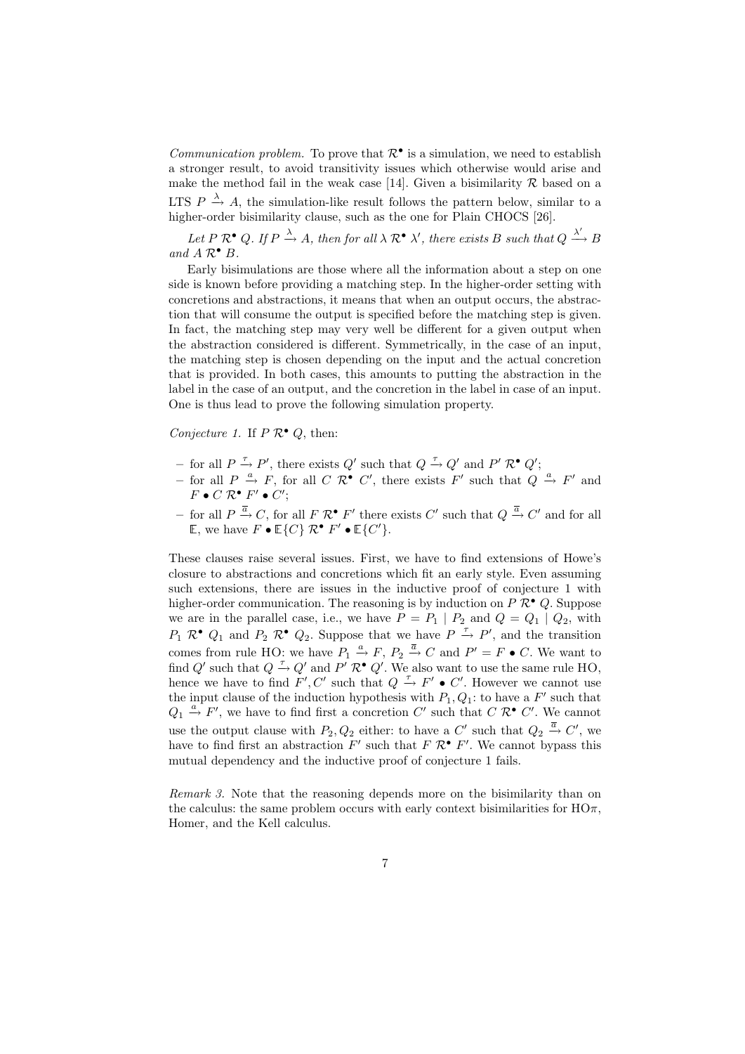*Communication problem.* To prove that $\mathcal{R}^\bullet$ is a simulation, we need to establish a stronger result, to avoid transitivity issues which otherwise would arise and make the method fail in the weak case [14]. Given a bisimilarity $\mathcal{R}$ based on a LTS $P \xrightarrow{\lambda} A$, the simulation-like result follows the pattern below, similar to a higher-order bisimilarity clause, such as the one for Plain CHOCS [26].

*Let $P \mathcal{R}^\bullet Q$. If $P \xrightarrow{\lambda} A$, then for all $\lambda \mathcal{R}^\bullet \lambda'$, there exists $B$ such that $Q \xrightarrow{\lambda'} B$ and $A \mathcal{R}^\bullet B$.*

Early bisimulations are those where all the information about a step on one side is known before providing a matching step. In the higher-order setting with concretions and abstractions, it means that when an output occurs, the abstraction that will consume the output is specified before the matching step is given. In fact, the matching step may very well be different for a given output when the abstraction considered is different. Symmetrically, in the case of an input, the matching step is chosen depending on the input and the actual concretion that is provided. In both cases, this amounts to putting the abstraction in the label in the case of an output, and the concretion in the label in case of an input. One is thus lead to prove the following simulation property.

*Conjecture 1.* If $P \mathcal{R}^\bullet Q$, then:

- for all $P \xrightarrow{\tau} P'$, there exists $Q'$ such that $Q \xrightarrow{\tau} Q'$ and $P' \mathcal{R}^\bullet Q'$;
- for all $P \xrightarrow{a} F$, for all $C \mathcal{R}^\bullet C'$, there exists $F'$ such that $Q \xrightarrow{a} F'$ and $F \bullet C \mathcal{R}^\bullet F' \bullet C'$;
- for all $P \xrightarrow{\overline{a}} C$, for all $F \mathcal{R}^\bullet F'$ there exists $C'$ such that $Q \xrightarrow{\overline{a}} C'$ and for all $\mathbb{E}$, we have $F \bullet \mathbb{E}\{C\} \mathcal{R}^\bullet F' \bullet \mathbb{E}\{C'\}$.

These clauses raise several issues. First, we have to find extensions of Howe's closure to abstractions and concretions which fit an early style. Even assuming such extensions, there are issues in the inductive proof of conjecture 1 with higher-order communication. The reasoning is by induction on $P \mathcal{R}^\bullet Q$. Suppose we are in the parallel case, i.e., we have $P = P_1 \mid P_2$ and $Q = Q_1 \mid Q_2$, with $P_1 \mathcal{R}^\bullet Q_1$ and $P_2 \mathcal{R}^\bullet Q_2$. Suppose that we have $P \xrightarrow{\tau} P'$, and the transition comes from rule HO: we have $P_1 \xrightarrow{a} F$, $P_2 \xrightarrow{\overline{a}} C$ and $P' = F \bullet C$. We want to find $Q'$ such that $Q \xrightarrow{\tau} Q'$ and $P' \mathcal{R}^\bullet Q'$. We also want to use the same rule HO, hence we have to find $F', C'$ such that $Q \xrightarrow{\tau} F' \bullet C'$. However we cannot use the input clause of the induction hypothesis with $P_1, Q_1$: to have a $F'$ such that $Q_1 \xrightarrow{a} F'$, we have to find first a concretion $C'$ such that $C \mathcal{R}^\bullet C'$. We cannot use the output clause with $P_2, Q_2$ either: to have a $C'$ such that $Q_2 \xrightarrow{\overline{a}} C'$, we have to find first an abstraction $F'$ such that $F \mathcal{R}^\bullet F'$. We cannot bypass this mutual dependency and the inductive proof of conjecture 1 fails.

*Remark 3.* Note that the reasoning depends more on the bisimilarity than on the calculus: the same problem occurs with early context bisimilarities for HO$\pi$, Homer, and the Kell calculus.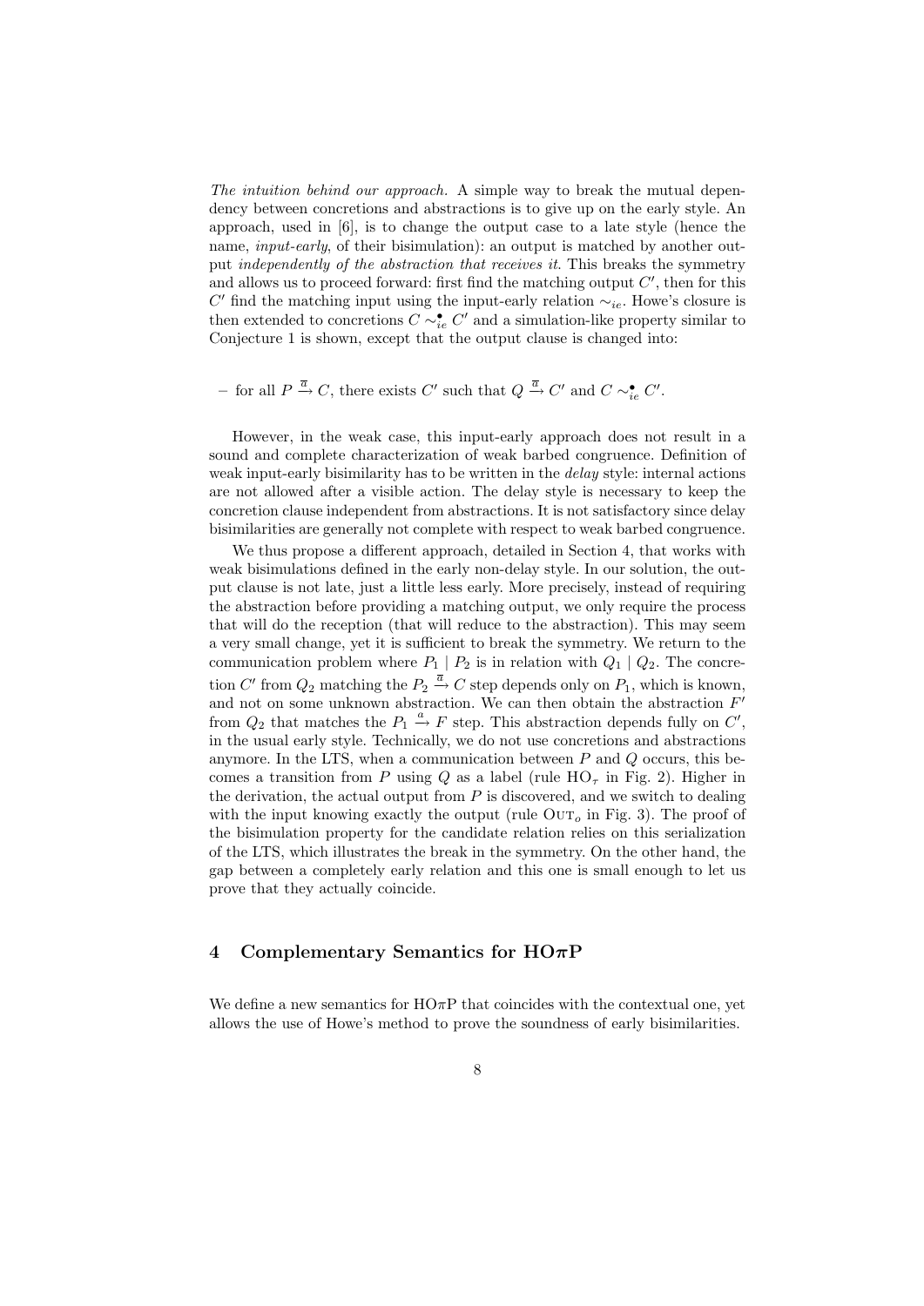*The intuition behind our approach.* A simple way to break the mutual dependency between concretions and abstractions is to give up on the early style. An approach, used in [6], is to change the output case to a late style (hence the name, *input-early*, of their bisimulation): an output is matched by another output *independently of the abstraction that receives it*. This breaks the symmetry and allows us to proceed forward: first find the matching output $C'$, then for this $C'$ find the matching input using the input-early relation $\sim_{ie}$. Howe's closure is then extended to concretions $C \sim_{ie}^{\bullet} C'$ and a simulation-like property similar to Conjecture 1 is shown, except that the output clause is changed into:

– for all $P \xrightarrow{\overline{a}} C$, there exists $C'$ such that $Q \xrightarrow{\overline{a}} C'$ and $C \sim_{ie}^{\bullet} C'$.

However, in the weak case, this input-early approach does not result in a sound and complete characterization of weak barbed congruence. Definition of weak input-early bisimilarity has to be written in the *delay* style: internal actions are not allowed after a visible action. The delay style is necessary to keep the concretion clause independent from abstractions. It is not satisfactory since delay bisimilarities are generally not complete with respect to weak barbed congruence.

We thus propose a different approach, detailed in Section 4, that works with weak bisimulations defined in the early non-delay style. In our solution, the output clause is not late, just a little less early. More precisely, instead of requiring the abstraction before providing a matching output, we only require the process that will do the reception (that will reduce to the abstraction). This may seem a very small change, yet it is sufficient to break the symmetry. We return to the communication problem where $P_1 \mid P_2$ is in relation with $Q_1 \mid Q_2$. The concretion $C'$ from $Q_2$ matching the $P_2 \xrightarrow{\overline{a}} C$ step depends only on $P_1$, which is known, and not on some unknown abstraction. We can then obtain the abstraction $F'$ from $Q_2$ that matches the $P_1 \xrightarrow{a} F$ step. This abstraction depends fully on $C'$, in the usual early style. Technically, we do not use concretions and abstractions anymore. In the LTS, when a communication between $P$ and $Q$ occurs, this becomes a transition from $P$ using $Q$ as a label (rule $\text{HO}_\tau$ in Fig. 2). Higher in the derivation, the actual output from $P$ is discovered, and we switch to dealing with the input knowing exactly the output (rule $\text{Out}_o$ in Fig. 3). The proof of the bisimulation property for the candidate relation relies on this serialization of the LTS, which illustrates the break in the symmetry. On the other hand, the gap between a completely early relation and this one is small enough to let us prove that they actually coincide.

## 4 Complementary Semantics for HO$\pi$P

We define a new semantics for HO$\pi$P that coincides with the contextual one, yet allows the use of Howe's method to prove the soundness of early bisimilarities.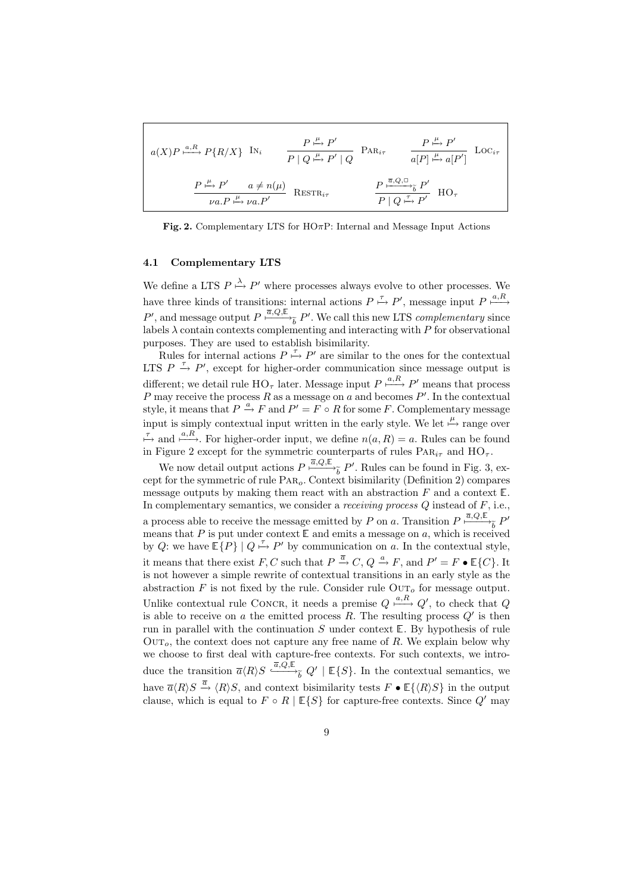$$a(X)P \xmapsto{a,R} P\{R/X\} \quad \textsc{In}_i \qquad \frac{P \xmapsto{\mu} P'}{P \mid Q \xmapsto{\mu} P' \mid Q} \quad \textsc{Par}_{i\tau} \qquad \frac{P \xmapsto{\mu} P'}{a[P] \xmapsto{\mu} a[P']} \quad \textsc{Loc}_{i\tau}$$

$$\frac{P \xmapsto{\mu} P' \qquad a \neq n(\mu)}{\nu a.P \xmapsto{\mu} \nu a.P'} \quad \textsc{Restr}_{i\tau} \qquad \frac{P \xmapsto{\overline{a},Q,\square}_{\widetilde{b}} P'}{P \mid Q \xmapsto{\tau} P'} \quad \textsc{HO}_\tau$$

**Fig. 2.** Complementary LTS for HO$\pi$P: Internal and Message Input Actions

### 4.1 Complementary LTS

We define a LTS $P \xmapsto{\lambda} P'$ where processes always evolve to other processes. We have three kinds of transitions: internal actions $P \xmapsto{\tau} P'$, message input $P \xmapsto{a,R} P'$, and message output $P \xmapsto{\overline{a},Q,\mathbb{E}}_{\widetilde{b}} P'$. We call this new LTS *complementary* since labels $\lambda$ contain contexts complementing and interacting with $P$ for observational purposes. They are used to establish bisimilarity.

Rules for internal actions $P \xmapsto{\tau} P'$ are similar to the ones for the contextual LTS $P \xrightarrow{\tau} P'$, except for higher-order communication since message output is different; we detail rule $\textsc{HO}_\tau$ later. Message input $P \xmapsto{a,R} P'$ means that process $P$ may receive the process $R$ as a message on $a$ and becomes $P'$. In the contextual style, it means that $P \xrightarrow{a} F$ and $P' = F \circ R$ for some $F$. Complementary message input is simply contextual input written in the early style. We let $\xmapsto{\mu}$ range over $\xmapsto{\tau}$ and $\xmapsto{a,R}$. For higher-order input, we define $n(a, R) = a$. Rules can be found in Figure 2 except for the symmetric counterparts of rules $\textsc{Par}_{i\tau}$ and $\textsc{HO}_\tau$.

We now detail output actions $P \xmapsto{\overline{a},Q,\mathbb{E}}_{\widetilde{b}} P'$. Rules can be found in Fig. 3, except for the symmetric of rule $\textsc{Par}_o$. Context bisimilarity (Definition 2) compares message outputs by making them react with an abstraction $F$ and a context $\mathbb{E}$. In complementary semantics, we consider a *receiving process* $Q$ instead of $F$, i.e., a process able to receive the message emitted by $P$ on $a$. Transition $P \xmapsto{\overline{a},Q,\mathbb{E}}_{\widetilde{b}} P'$ means that $P$ is put under context $\mathbb{E}$ and emits a message on $a$, which is received by $Q$: we have $\mathbb{E}\{P\} \mid Q \xmapsto{\tau} P'$ by communication on $a$. In the contextual style, it means that there exist $F, C$ such that $P \xrightarrow{\overline{a}} C$, $Q \xrightarrow{a} F$, and $P' = F \bullet \mathbb{E}\{C\}$. It is not however a simple rewrite of contextual transitions in an early style as the abstraction $F$ is not fixed by the rule. Consider rule $\textsc{Out}_o$ for message output. Unlike contextual rule $\textsc{Concr}$, it needs a premise $Q \xmapsto{a,R} Q'$, to check that $Q$ is able to receive on $a$ the emitted process $R$. The resulting process $Q'$ is then run in parallel with the continuation $S$ under context $\mathbb{E}$. By hypothesis of rule $\textsc{Out}_o$, the context does not capture any free name of $R$. We explain below why we choose to first deal with capture-free contexts. For such contexts, we introduce the transition $\overline{a}\langle R\rangle S \xmapsto{\overline{a},Q,\mathbb{E}}_{\widetilde{b}} Q' \mid \mathbb{E}\{S\}$. In the contextual semantics, we have $\overline{a}\langle R\rangle S \xrightarrow{\overline{a}} \langle R\rangle S$, and context bisimilarity tests $F \bullet \mathbb{E}\{\langle R\rangle S\}$ in the output clause, which is equal to $F \circ R \mid \mathbb{E}\{S\}$ for capture-free contexts. Since $Q'$ may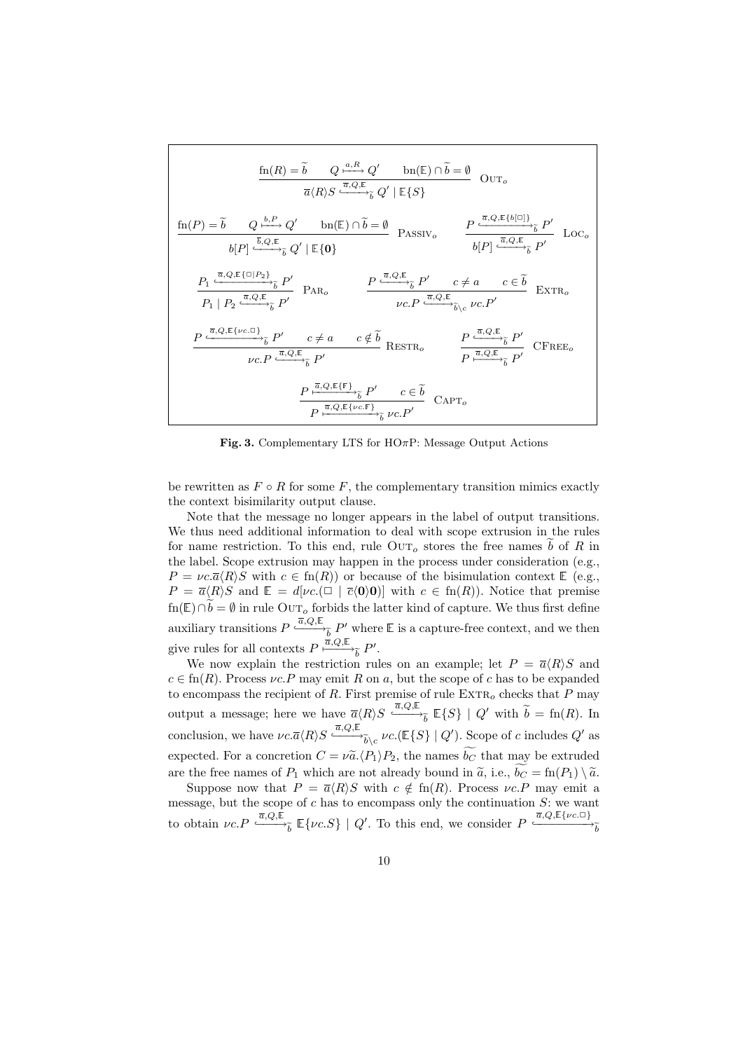$$\frac{\mathrm{fn}(R) = \widetilde{b} \qquad Q \overset{a,R}{\longmapsto} Q' \qquad \mathrm{bn}(\mathbb{E}) \cap \widetilde{b} = \emptyset}{\overline{a}\langle R \rangle S \xhookrightarrow{\overline{a},Q,\mathbb{E}}_{\widetilde{b}} Q' \mid \mathbb{E}\{S\}} \;\; \textsc{Out}_o$$

$$\frac{\mathrm{fn}(P) = \widetilde{b} \qquad Q \overset{b,P}{\longmapsto} Q' \qquad \mathrm{bn}(\mathbb{E}) \cap \widetilde{b} = \emptyset}{b[P] \xhookrightarrow{\overline{b},Q,\mathbb{E}}_{\widetilde{b}} Q' \mid \mathbb{E}\{\mathbf{0}\}} \;\; \textsc{Passiv}_o \qquad \frac{P \xhookrightarrow{\overline{a},Q,\mathbb{E}\{b[\Box]\}}_{\widetilde{b}} P'}{b[P] \xhookrightarrow{\overline{a},Q,\mathbb{E}}_{\widetilde{b}} P'} \;\; \textsc{Loc}_o$$

$$\frac{P_1 \xhookrightarrow{\overline{a},Q,\mathbb{E}\{\Box \mid P_2\}}_{\widetilde{b}} P'}{P_1 \mid P_2 \xhookrightarrow{\overline{a},Q,\mathbb{E}}_{\widetilde{b}} P'} \;\; \textsc{Par}_o \qquad \frac{P \xhookrightarrow{\overline{a},Q,\mathbb{E}}_{\widetilde{b}} P' \qquad c \neq a \qquad c \in \widetilde{b}}{\nu c.P \xhookrightarrow{\overline{a},Q,\mathbb{E}}_{\widetilde{b}\setminus c} \nu c.P'} \;\; \textsc{Extr}_o$$

$$\frac{P \xhookrightarrow{\overline{a},Q,\mathbb{E}\{\nu c.\Box\}}_{\widetilde{b}} P' \qquad c \neq a \qquad c \notin \widetilde{b}}{\nu c.P \xhookrightarrow{\overline{a},Q,\mathbb{E}}_{\widetilde{b}} P'} \;\; \textsc{Restr}_o \qquad \frac{P \xhookrightarrow{\overline{a},Q,\mathbb{E}}_{\widetilde{b}} P'}{P \overset{\overline{a},Q,\mathbb{E}}{\longmapsto}_{\widetilde{b}} P'} \;\; \textsc{CFree}_o$$

$$\frac{P \overset{\overline{a},Q,\mathbb{E}\{\mathbb{F}\}}{\longmapsto}_{\widetilde{b}} P' \qquad c \in \widetilde{b}}{P \overset{\overline{a},Q,\mathbb{E}\{\nu c.\mathbb{F}\}}{\longmapsto}_{\widetilde{b}} \nu c.P'} \;\; \textsc{Capt}_o$$

**Fig. 3.** Complementary LTS for HO$\pi$P: Message Output Actions

be rewritten as $F \circ R$ for some $F$, the complementary transition mimics exactly the context bisimilarity output clause.

Note that the message no longer appears in the label of output transitions. We thus need additional information to deal with scope extrusion in the rules for name restriction. To this end, rule $\textsc{Out}_o$ stores the free names $\widetilde{b}$ of $R$ in the label. Scope extrusion may happen in the process under consideration (e.g., $P = \nu c.\overline{a}\langle R \rangle S$ with $c \in \mathrm{fn}(R)$) or because of the bisimulation context $\mathbb{E}$ (e.g., $P = \overline{a}\langle R \rangle S$ and $\mathbb{E} = d[\nu c.(\Box \mid \overline{c}\langle \mathbf{0} \rangle \mathbf{0})]$ with $c \in \mathrm{fn}(R)$). Notice that premise $\mathrm{fn}(\mathbb{E}) \cap \widetilde{b} = \emptyset$ in rule $\textsc{Out}_o$ forbids the latter kind of capture. We thus first define auxiliary transitions $P \xhookrightarrow{\overline{a},Q,\mathbb{E}}_{\widetilde{b}} P'$ where $\mathbb{E}$ is a capture-free context, and we then give rules for all contexts $P \overset{\overline{a},Q,\mathbb{E}}{\longmapsto}_{\widetilde{b}} P'$.

We now explain the restriction rules on an example; let $P = \overline{a}\langle R \rangle S$ and $c \in \mathrm{fn}(R)$. Process $\nu c.P$ may emit $R$ on $a$, but the scope of $c$ has to be expanded to encompass the recipient of $R$. First premise of rule $\textsc{Extr}_o$ checks that $P$ may output a message; here we have $\overline{a}\langle R \rangle S \xhookrightarrow{\overline{a},Q,\mathbb{E}}_{\widetilde{b}} \mathbb{E}\{S\} \mid Q'$ with $\widetilde{b} = \mathrm{fn}(R)$. In conclusion, we have $\nu c.\overline{a}\langle R \rangle S \xhookrightarrow{\overline{a},Q,\mathbb{E}}_{\widetilde{b}\setminus c} \nu c.(\mathbb{E}\{S\} \mid Q')$. Scope of $c$ includes $Q'$ as expected. For a concretion $C = \nu \widetilde{a}.\langle P_1 \rangle P_2$, the names $\widetilde{b_C}$ that may be extruded are the free names of $P_1$ which are not already bound in $\widetilde{a}$, i.e., $\widetilde{b_C} = \mathrm{fn}(P_1) \setminus \widetilde{a}$.

Suppose now that $P = \overline{a}\langle R \rangle S$ with $c \notin \mathrm{fn}(R)$. Process $\nu c.P$ may emit a message, but the scope of $c$ has to encompass only the continuation $S$: we want to obtain $\nu c.P \xhookrightarrow{\overline{a},Q,\mathbb{E}}_{\widetilde{b}} \mathbb{E}\{\nu c.S\} \mid Q'$. To this end, we consider $P \xhookrightarrow{\overline{a},Q,\mathbb{E}\{\nu c.\Box\}}_{\widetilde{b}}$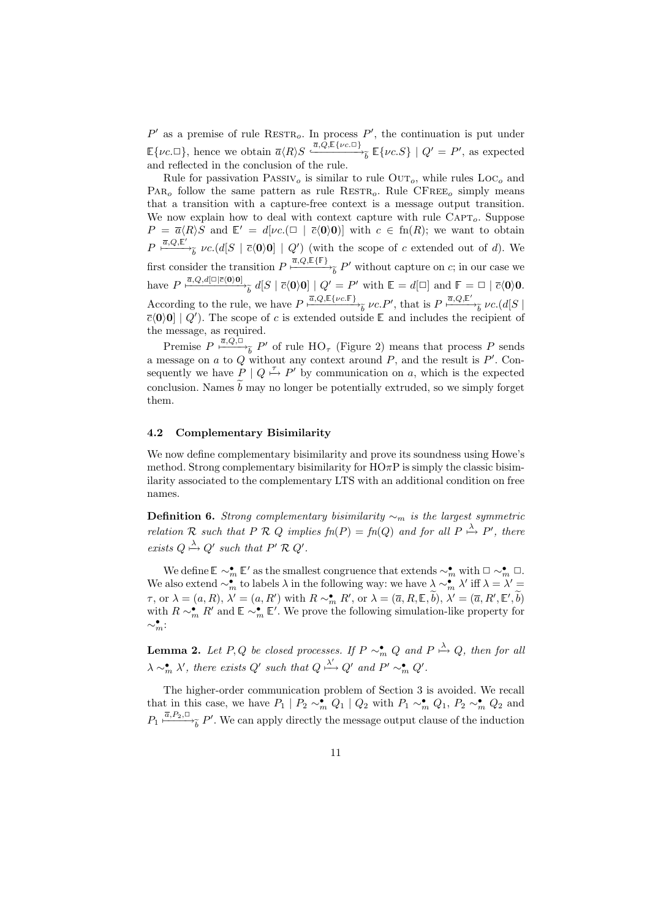$P'$ as a premise of rule $\text{Restr}_o$. In process $P'$, the continuation is put under $\mathbb{E}\{\nu c.\Box\}$, hence we obtain $\overline{a}\langle R\rangle S \xrightarrow{\overline{a},Q,\mathbb{E}\{\nu c.\Box\}}_{\widetilde{b}} \mathbb{E}\{\nu c.S\} \mid Q' = P'$, as expected and reflected in the conclusion of the rule.

Rule for passivation $\text{Passiv}_o$ is similar to rule $\text{Out}_o$, while rules $\text{Loc}_o$ and $\text{Par}_o$ follow the same pattern as rule $\text{Restr}_o$. Rule $\text{CFree}_o$ simply means that a transition with a capture-free context is a message output transition. We now explain how to deal with context capture with rule $\text{Capt}_o$. Suppose $P = \overline{a}\langle R\rangle S$ and $\mathbb{E}' = d[\nu c.(\Box \mid \overline{c}\langle \mathbf{0}\rangle\mathbf{0})]$ with $c \in \text{fn}(R)$; we want to obtain $P \xmapsto{\overline{a},Q,\mathbb{E}'}_{\widetilde{b}} \nu c.(d[S \mid \overline{c}\langle \mathbf{0}\rangle\mathbf{0}] \mid Q')$ (with the scope of $c$ extended out of $d$). We first consider the transition $P \xmapsto{\overline{a},Q,\mathbb{E}\{\mathbb{F}\}}_{\widetilde{b}} P'$ without capture on $c$; in our case we have $P \xmapsto{\overline{a},Q,d[\Box \mid \overline{c}\langle \mathbf{0}\rangle\mathbf{0}]}_{\widetilde{b}} d[S \mid \overline{c}\langle \mathbf{0}\rangle\mathbf{0}] \mid Q' = P'$ with $\mathbb{E} = d[\Box]$ and $\mathbb{F} = \Box \mid \overline{c}\langle \mathbf{0}\rangle\mathbf{0}$. According to the rule, we have $P \xmapsto{\overline{a},Q,\mathbb{E}\{\nu c.\mathbb{F}\}}_{\widetilde{b}} \nu c.P'$, that is $P \xmapsto{\overline{a},Q,\mathbb{E}'}_{\widetilde{b}} \nu c.(d[S \mid \overline{c}\langle \mathbf{0}\rangle\mathbf{0}] \mid Q')$. The scope of $c$ is extended outside $\mathbb{E}$ and includes the recipient of the message, as required.

Premise $P \xmapsto{\overline{a},Q,\Box}_{\widetilde{b}} P'$ of rule $\text{HO}_\tau$ (Figure 2) means that process $P$ sends a message on $a$ to $Q$ without any context around $P$, and the result is $P'$. Consequently we have $P \mid Q \xmapsto{\tau} P'$ by communication on $a$, which is the expected conclusion. Names $\widetilde{b}$ may no longer be potentially extruded, so we simply forget them.

### 4.2 Complementary Bisimilarity

We now define complementary bisimilarity and prove its soundness using Howe's method. Strong complementary bisimilarity for HO$\pi$P is simply the classic bisimilarity associated to the complementary LTS with an additional condition on free names.

**Definition 6.** *Strong complementary bisimilarity $\sim_m$ is the largest symmetric relation $\mathcal{R}$ such that $P \mathrel{\mathcal{R}} Q$ implies $fn(P) = fn(Q)$ and for all $P \xmapsto{\lambda} P'$, there exists $Q \xmapsto{\lambda} Q'$ such that $P' \mathrel{\mathcal{R}} Q'$.*

We define $\mathbb{E} \sim_m^\bullet \mathbb{E}'$ as the smallest congruence that extends $\sim_m^\bullet$ with $\Box \sim_m^\bullet \Box$. We also extend $\sim_m^\bullet$ to labels $\lambda$ in the following way: we have $\lambda \sim_m^\bullet \lambda'$ iff $\lambda = \lambda' = \tau$, or $\lambda = (a, R)$, $\lambda' = (a, R')$ with $R \sim_m^\bullet R'$, or $\lambda = (\overline{a}, R, \mathbb{E}, \widetilde{b})$, $\lambda' = (\overline{a}, R', \mathbb{E}', \widetilde{b})$ with $R \sim_m^\bullet R'$ and $\mathbb{E} \sim_m^\bullet \mathbb{E}'$. We prove the following simulation-like property for $\sim_m^\bullet$:

**Lemma 2.** *Let $P, Q$ be closed processes. If $P \sim_m^\bullet Q$ and $P \xmapsto{\lambda} Q$, then for all $\lambda \sim_m^\bullet \lambda'$, there exists $Q'$ such that $Q \xmapsto{\lambda'} Q'$ and $P' \sim_m^\bullet Q'$.*

The higher-order communication problem of Section 3 is avoided. We recall that in this case, we have $P_1 \mid P_2 \sim_m^\bullet Q_1 \mid Q_2$ with $P_1 \sim_m^\bullet Q_1$, $P_2 \sim_m^\bullet Q_2$ and $P_1 \xmapsto{\overline{a},P_2,\Box}_{\widetilde{b}} P'$. We can apply directly the message output clause of the induction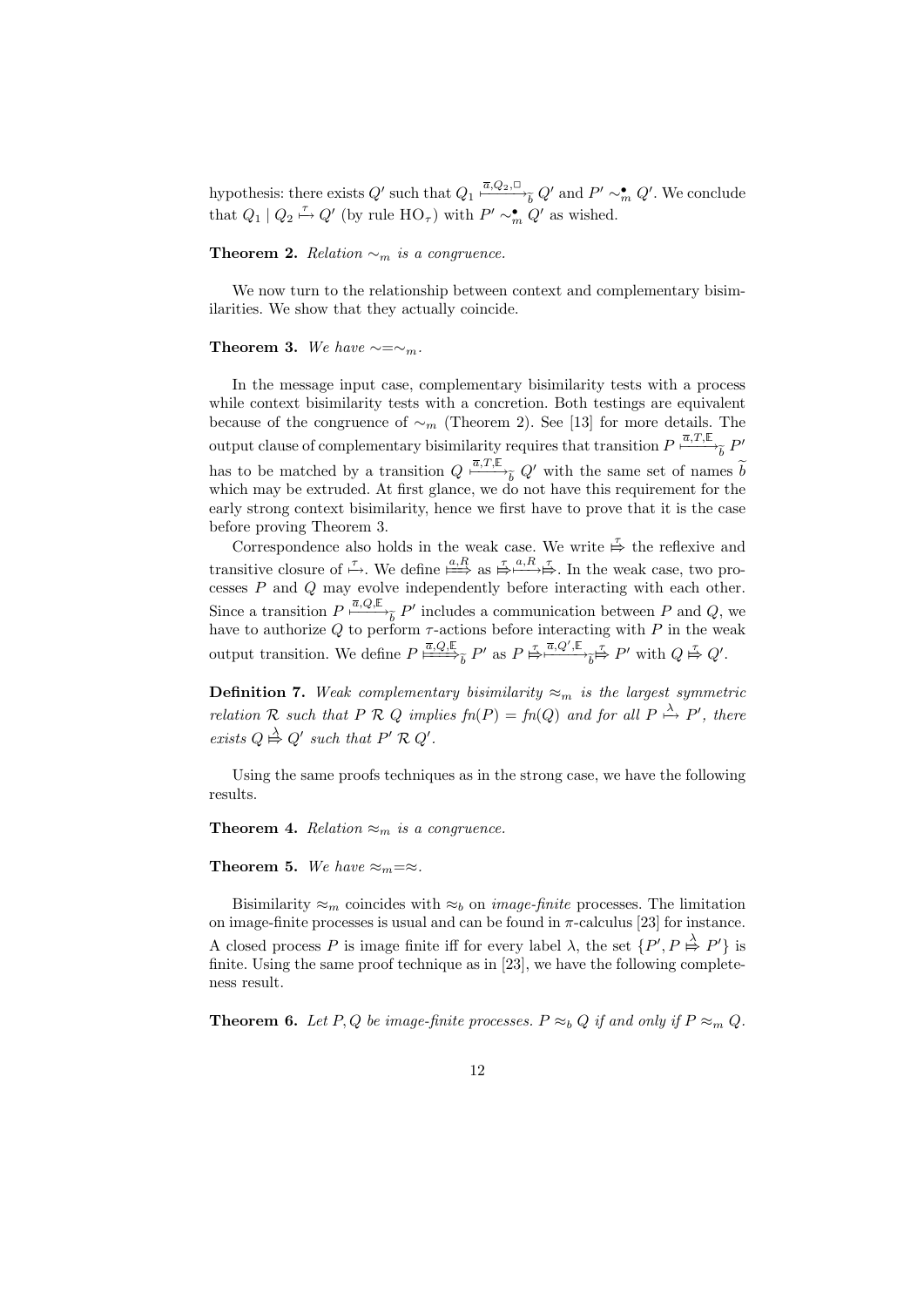hypothesis: there exists $Q'$ such that $Q_1 \xmapsto{\overline{a}, Q_2, \square}_{\widetilde{b}} Q'$ and $P' \sim^{\bullet}_m Q'$. We conclude that $Q_1 \mid Q_2 \overset{\tau}{\mapsto} Q'$ (by rule $\text{HO}_\tau$) with $P' \sim^{\bullet}_m Q'$ as wished.

**Theorem 2.** *Relation $\sim_m$ is a congruence.*

We now turn to the relationship between context and complementary bisimilarities. We show that they actually coincide.

**Theorem 3.** *We have $\sim = \sim_m$.*

In the message input case, complementary bisimilarity tests with a process while context bisimilarity tests with a concretion. Both testings are equivalent because of the congruence of $\sim_m$ (Theorem 2). See [13] for more details. The output clause of complementary bisimilarity requires that transition $P \xmapsto{\overline{a}, T, \mathbb{E}}_{\widetilde{b}} P'$ has to be matched by a transition $Q \xmapsto{\overline{a}, T, \mathbb{E}}_{\widetilde{b}} Q'$ with the same set of names $\widetilde{b}$ which may be extruded. At first glance, we do not have this requirement for the early strong context bisimilarity, hence we first have to prove that it is the case before proving Theorem 3.

Correspondence also holds in the weak case. We write $\overset{\tau}{\Mapsto}$ the reflexive and transitive closure of $\overset{\tau}{\mapsto}$. We define $\overset{a,R}{\Longmapsto}$ as $\overset{\tau}{\Mapsto}\overset{a,R}{\longmapsto}\overset{\tau}{\Mapsto}$. In the weak case, two processes $P$ and $Q$ may evolve independently before interacting with each other. Since a transition $P \xmapsto{\overline{a}, Q, \mathbb{E}}_{\widetilde{b}} P'$ includes a communication between $P$ and $Q$, we have to authorize $Q$ to perform $\tau$-actions before interacting with $P$ in the weak output transition. We define $P \overset{\overline{a}, Q, \mathbb{E}}{\Longmapsto}_{\widetilde{b}} P'$ as $P \overset{\tau}{\Mapsto} \xmapsto{\overline{a}, Q', \mathbb{E}}_{\widetilde{b}} \overset{\tau}{\Mapsto} P'$ with $Q \overset{\tau}{\Mapsto} Q'$.

**Definition 7.** *Weak complementary bisimilarity $\approx_m$ is the largest symmetric relation $\mathcal{R}$ such that $P \mathrel{\mathcal{R}} Q$ implies $fn(P) = fn(Q)$ and for all $P \overset{\lambda}{\mapsto} P'$, there exists $Q \overset{\lambda}{\Mapsto} Q'$ such that $P' \mathrel{\mathcal{R}} Q'$.*

Using the same proofs techniques as in the strong case, we have the following results.

**Theorem 4.** *Relation $\approx_m$ is a congruence.*

**Theorem 5.** *We have $\approx_m = \approx$.*

Bisimilarity $\approx_m$ coincides with $\approx_b$ on *image-finite* processes. The limitation on image-finite processes is usual and can be found in $\pi$-calculus [23] for instance. A closed process $P$ is image finite iff for every label $\lambda$, the set $\{P', P \overset{\lambda}{\Mapsto} P'\}$ is finite. Using the same proof technique as in [23], we have the following completeness result.

**Theorem 6.** *Let $P, Q$ be image-finite processes. $P \approx_b Q$ if and only if $P \approx_m Q$.*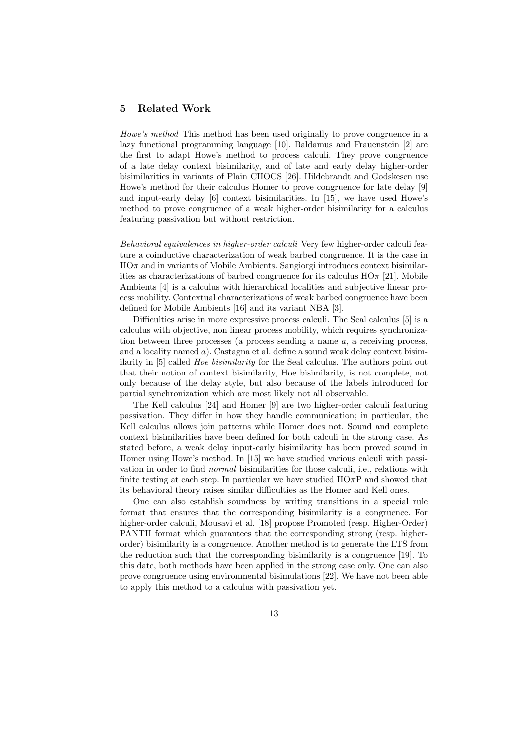## 5 Related Work

*Howe's method* This method has been used originally to prove congruence in a lazy functional programming language [10]. Baldamus and Frauenstein [2] are the first to adapt Howe's method to process calculi. They prove congruence of a late delay context bisimilarity, and of late and early delay higher-order bisimilarities in variants of Plain CHOCS [26]. Hildebrandt and Godskesen use Howe's method for their calculus Homer to prove congruence for late delay [9] and input-early delay [6] context bisimilarities. In [15], we have used Howe's method to prove congruence of a weak higher-order bisimilarity for a calculus featuring passivation but without restriction.

*Behavioral equivalences in higher-order calculi* Very few higher-order calculi feature a coinductive characterization of weak barbed congruence. It is the case in HO$\pi$ and in variants of Mobile Ambients. Sangiorgi introduces context bisimilarities as characterizations of barbed congruence for its calculus HO$\pi$ [21]. Mobile Ambients [4] is a calculus with hierarchical localities and subjective linear process mobility. Contextual characterizations of weak barbed congruence have been defined for Mobile Ambients [16] and its variant NBA [3].

Difficulties arise in more expressive process calculi. The Seal calculus [5] is a calculus with objective, non linear process mobility, which requires synchronization between three processes (a process sending a name $a$, a receiving process, and a locality named $a$). Castagna et al. define a sound weak delay context bisimilarity in [5] called *Hoe bisimilarity* for the Seal calculus. The authors point out that their notion of context bisimilarity, Hoe bisimilarity, is not complete, not only because of the delay style, but also because of the labels introduced for partial synchronization which are most likely not all observable.

The Kell calculus [24] and Homer [9] are two higher-order calculi featuring passivation. They differ in how they handle communication; in particular, the Kell calculus allows join patterns while Homer does not. Sound and complete context bisimilarities have been defined for both calculi in the strong case. As stated before, a weak delay input-early bisimilarity has been proved sound in Homer using Howe's method. In [15] we have studied various calculi with passivation in order to find *normal* bisimilarities for those calculi, i.e., relations with finite testing at each step. In particular we have studied HO$\pi$P and showed that its behavioral theory raises similar difficulties as the Homer and Kell ones.

One can also establish soundness by writing transitions in a special rule format that ensures that the corresponding bisimilarity is a congruence. For higher-order calculi, Mousavi et al. [18] propose Promoted (resp. Higher-Order) PANTH format which guarantees that the corresponding strong (resp. higher-order) bisimilarity is a congruence. Another method is to generate the LTS from the reduction such that the corresponding bisimilarity is a congruence [19]. To this date, both methods have been applied in the strong case only. One can also prove congruence using environmental bisimulations [22]. We have not been able to apply this method to a calculus with passivation yet.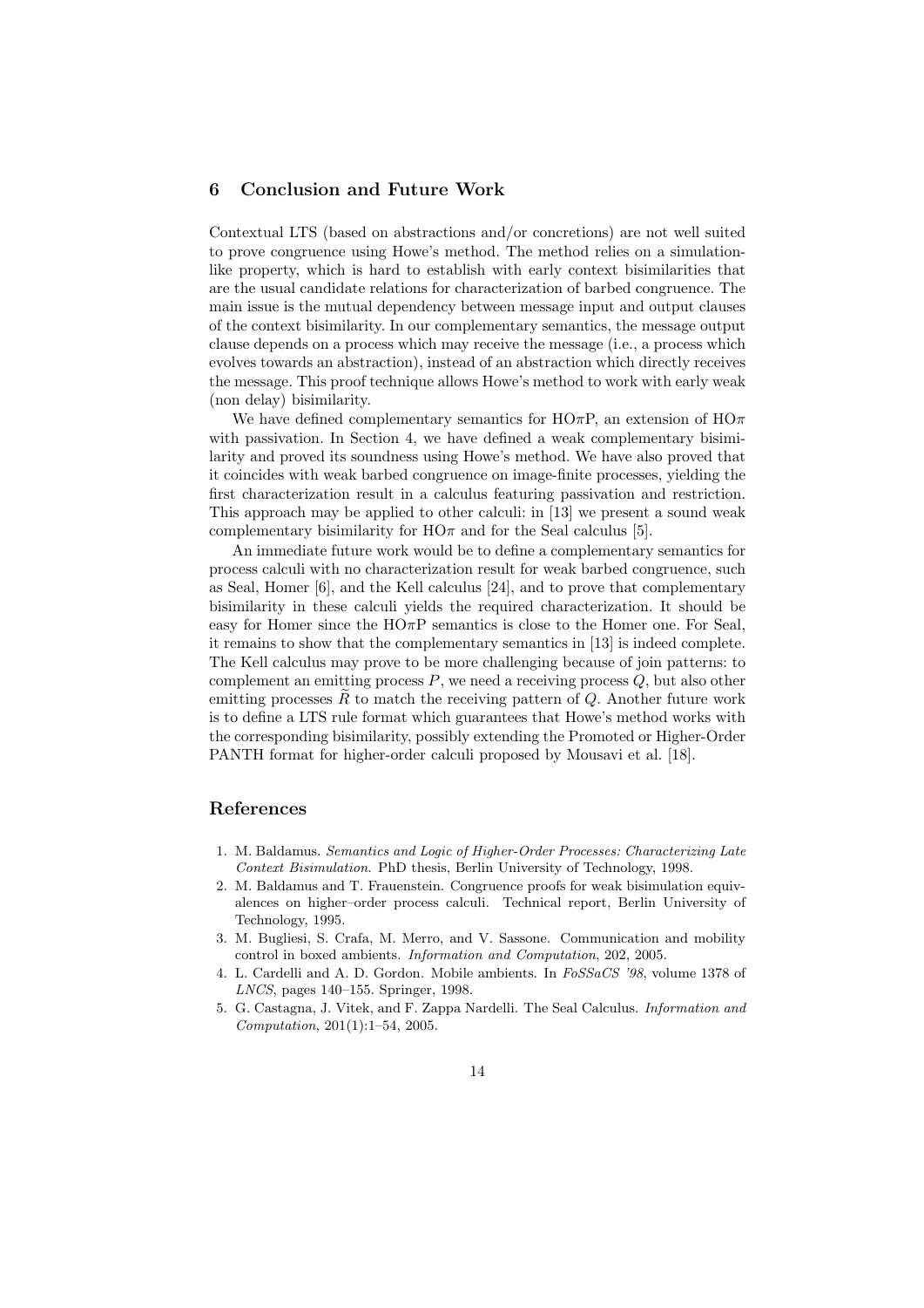## 6 Conclusion and Future Work

Contextual LTS (based on abstractions and/or concretions) are not well suited to prove congruence using Howe's method. The method relies on a simulation-like property, which is hard to establish with early context bisimilarities that are the usual candidate relations for characterization of barbed congruence. The main issue is the mutual dependency between message input and output clauses of the context bisimilarity. In our complementary semantics, the message output clause depends on a process which may receive the message (i.e., a process which evolves towards an abstraction), instead of an abstraction which directly receives the message. This proof technique allows Howe's method to work with early weak (non delay) bisimilarity.

We have defined complementary semantics for HO$\pi$P, an extension of HO$\pi$ with passivation. In Section 4, we have defined a weak complementary bisimilarity and proved its soundness using Howe's method. We have also proved that it coincides with weak barbed congruence on image-finite processes, yielding the first characterization result in a calculus featuring passivation and restriction. This approach may be applied to other calculi: in [13] we present a sound weak complementary bisimilarity for HO$\pi$ and for the Seal calculus [5].

An immediate future work would be to define a complementary semantics for process calculi with no characterization result for weak barbed congruence, such as Seal, Homer [6], and the Kell calculus [24], and to prove that complementary bisimilarity in these calculi yields the required characterization. It should be easy for Homer since the HO$\pi$P semantics is close to the Homer one. For Seal, it remains to show that the complementary semantics in [13] is indeed complete. The Kell calculus may prove to be more challenging because of join patterns: to complement an emitting process $P$, we need a receiving process $Q$, but also other emitting processes $\widetilde{R}$ to match the receiving pattern of $Q$. Another future work is to define a LTS rule format which guarantees that Howe's method works with the corresponding bisimilarity, possibly extending the Promoted or Higher-Order PANTH format for higher-order calculi proposed by Mousavi et al. [18].

## References

1. M. Baldamus. *Semantics and Logic of Higher-Order Processes: Characterizing Late Context Bisimulation*. PhD thesis, Berlin University of Technology, 1998.
2. M. Baldamus and T. Frauenstein. Congruence proofs for weak bisimulation equivalences on higher–order process calculi. Technical report, Berlin University of Technology, 1995.
3. M. Bugliesi, S. Crafa, M. Merro, and V. Sassone. Communication and mobility control in boxed ambients. *Information and Computation*, 202, 2005.
4. L. Cardelli and A. D. Gordon. Mobile ambients. In *FoSSaCS '98*, volume 1378 of *LNCS*, pages 140–155. Springer, 1998.
5. G. Castagna, J. Vitek, and F. Zappa Nardelli. The Seal Calculus. *Information and Computation*, 201(1):1–54, 2005.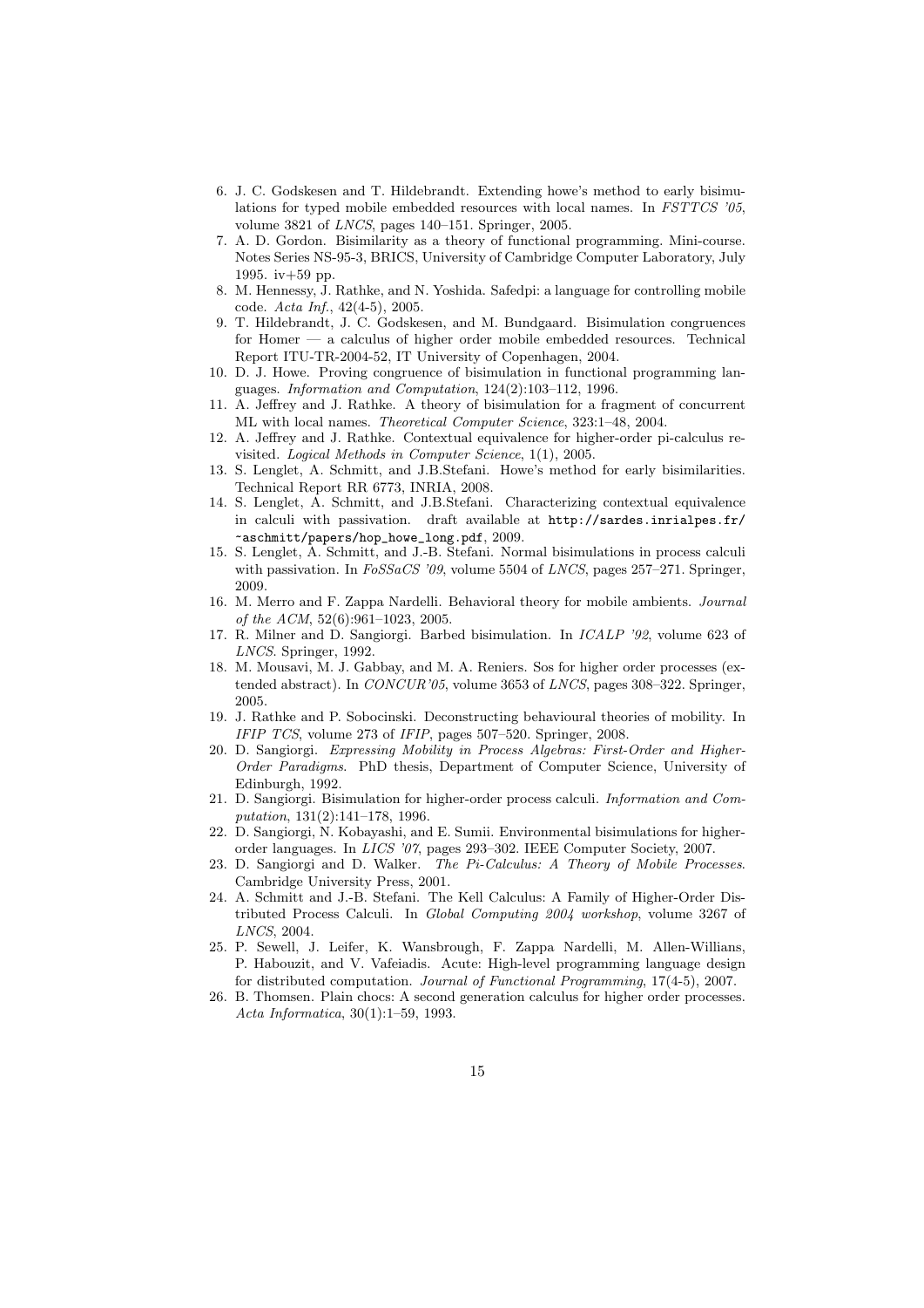6. J. C. Godskesen and T. Hildebrandt. Extending howe's method to early bisimulations for typed mobile embedded resources with local names. In *FSTTCS '05*, volume 3821 of *LNCS*, pages 140–151. Springer, 2005.
7. A. D. Gordon. Bisimilarity as a theory of functional programming. Mini-course. Notes Series NS-95-3, BRICS, University of Cambridge Computer Laboratory, July 1995. iv+59 pp.
8. M. Hennessy, J. Rathke, and N. Yoshida. Safedpi: a language for controlling mobile code. *Acta Inf.*, 42(4-5), 2005.
9. T. Hildebrandt, J. C. Godskesen, and M. Bundgaard. Bisimulation congruences for Homer — a calculus of higher order mobile embedded resources. Technical Report ITU-TR-2004-52, IT University of Copenhagen, 2004.
10. D. J. Howe. Proving congruence of bisimulation in functional programming languages. *Information and Computation*, 124(2):103–112, 1996.
11. A. Jeffrey and J. Rathke. A theory of bisimulation for a fragment of concurrent ML with local names. *Theoretical Computer Science*, 323:1–48, 2004.
12. A. Jeffrey and J. Rathke. Contextual equivalence for higher-order pi-calculus revisited. *Logical Methods in Computer Science*, 1(1), 2005.
13. S. Lenglet, A. Schmitt, and J.B.Stefani. Howe's method for early bisimilarities. Technical Report RR 6773, INRIA, 2008.
14. S. Lenglet, A. Schmitt, and J.B.Stefani. Characterizing contextual equivalence in calculi with passivation. draft available at `http://sardes.inrialpes.fr/~aschmitt/papers/hop_howe_long.pdf`, 2009.
15. S. Lenglet, A. Schmitt, and J.-B. Stefani. Normal bisimulations in process calculi with passivation. In *FoSSaCS '09*, volume 5504 of *LNCS*, pages 257–271. Springer, 2009.
16. M. Merro and F. Zappa Nardelli. Behavioral theory for mobile ambients. *Journal of the ACM*, 52(6):961–1023, 2005.
17. R. Milner and D. Sangiorgi. Barbed bisimulation. In *ICALP '92*, volume 623 of *LNCS*. Springer, 1992.
18. M. Mousavi, M. J. Gabbay, and M. A. Reniers. Sos for higher order processes (extended abstract). In *CONCUR'05*, volume 3653 of *LNCS*, pages 308–322. Springer, 2005.
19. J. Rathke and P. Sobocinski. Deconstructing behavioural theories of mobility. In *IFIP TCS*, volume 273 of *IFIP*, pages 507–520. Springer, 2008.
20. D. Sangiorgi. *Expressing Mobility in Process Algebras: First-Order and Higher-Order Paradigms*. PhD thesis, Department of Computer Science, University of Edinburgh, 1992.
21. D. Sangiorgi. Bisimulation for higher-order process calculi. *Information and Computation*, 131(2):141–178, 1996.
22. D. Sangiorgi, N. Kobayashi, and E. Sumii. Environmental bisimulations for higher-order languages. In *LICS '07*, pages 293–302. IEEE Computer Society, 2007.
23. D. Sangiorgi and D. Walker. *The Pi-Calculus: A Theory of Mobile Processes*. Cambridge University Press, 2001.
24. A. Schmitt and J.-B. Stefani. The Kell Calculus: A Family of Higher-Order Distributed Process Calculi. In *Global Computing 2004 workshop*, volume 3267 of *LNCS*, 2004.
25. P. Sewell, J. Leifer, K. Wansbrough, F. Zappa Nardelli, M. Allen-Willians, P. Habouzit, and V. Vafeiadis. Acute: High-level programming language design for distributed computation. *Journal of Functional Programming*, 17(4-5), 2007.
26. B. Thomsen. Plain chocs: A second generation calculus for higher order processes. *Acta Informatica*, 30(1):1–59, 1993.